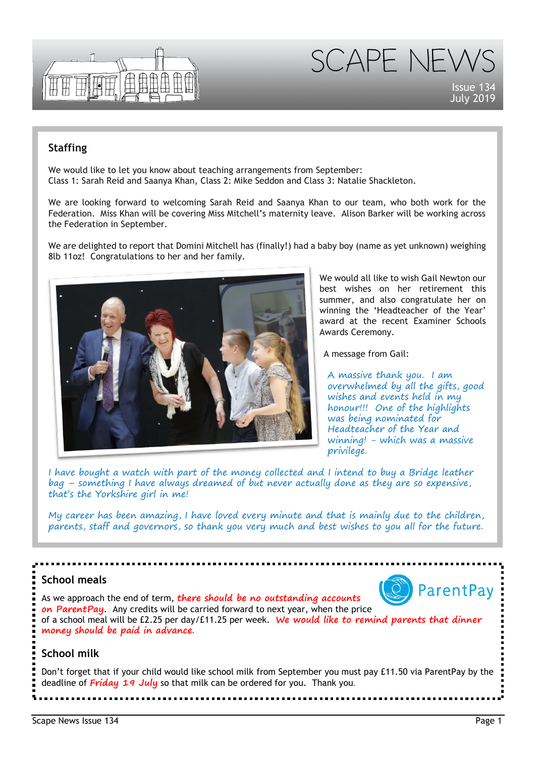# SCAPE NEWS

Issue 134
July 2019

## Staffing

We would like to let you know about teaching arrangements from September:
Class 1: Sarah Reid and Saanya Khan, Class 2: Mike Seddon and Class 3: Natalie Shackleton.

We are looking forward to welcoming Sarah Reid and Saanya Khan to our team, who both work for the Federation. Miss Khan will be covering Miss Mitchell's maternity leave. Alison Barker will be working across the Federation in September.

We are delighted to report that Domini Mitchell has (finally!) had a baby boy (name as yet unknown) weighing 8lb 11oz! Congratulations to her and her family.

We would all like to wish Gail Newton our best wishes on her retirement this summer, and also congratulate her on winning the 'Headteacher of the Year' award at the recent Examiner Schools Awards Ceremony.

A message from Gail:

*A massive thank you. I am overwhelmed by all the gifts, good wishes and events held in my honour!!! One of the highlights was being nominated for Headteacher of the Year and winning! – which was a massive privilege.*

*I have bought a watch with part of the money collected and I intend to buy a Bridge leather bag – something I have always dreamed of but never actually done as they are so expensive, that's the Yorkshire girl in me!*

*My career has been amazing, I have loved every minute and that is mainly due to the children, parents, staff and governors, so thank you very much and best wishes to you all for the future.*

## School meals

ParentPay

As we approach the end of term, ***there should be no outstanding accounts on ParentPay***. Any credits will be carried forward to next year, when the price of a school meal will be £2.25 per day/£11.25 per week. ***We would like to remind parents that dinner money should be paid in advance.***

## School milk

Don't forget that if your child would like school milk from September you must pay £11.50 via ParentPay by the deadline of ***Friday 19 July*** so that milk can be ordered for you. Thank you.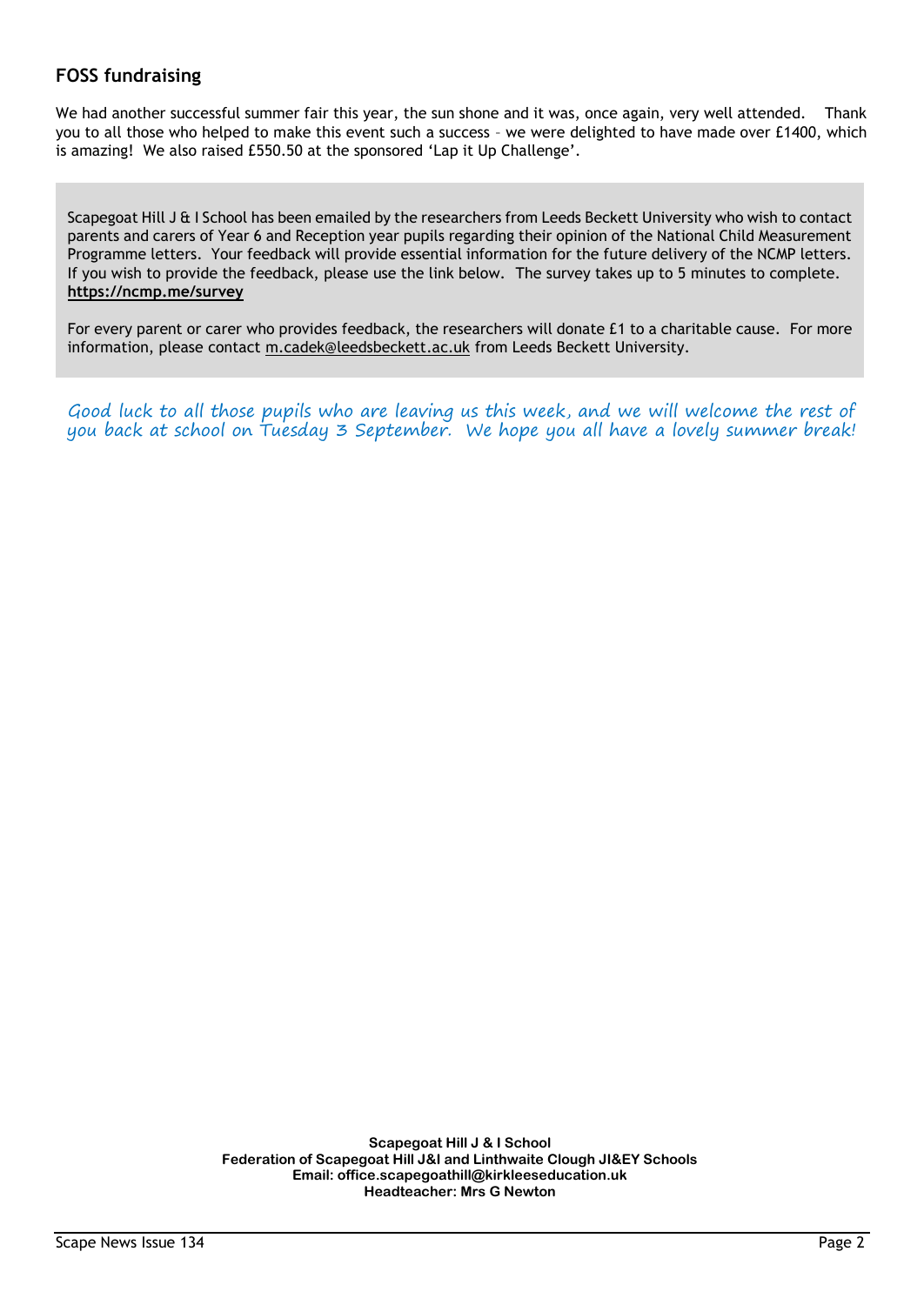## FOSS fundraising

We had another successful summer fair this year, the sun shone and it was, once again, very well attended. Thank you to all those who helped to make this event such a success – we were delighted to have made over £1400, which is amazing! We also raised £550.50 at the sponsored 'Lap it Up Challenge'.

Scapegoat Hill J & I School has been emailed by the researchers from Leeds Beckett University who wish to contact parents and carers of Year 6 and Reception year pupils regarding their opinion of the National Child Measurement Programme letters. Your feedback will provide essential information for the future delivery of the NCMP letters. If you wish to provide the feedback, please use the link below. The survey takes up to 5 minutes to complete. **https://ncmp.me/survey**

For every parent or carer who provides feedback, the researchers will donate £1 to a charitable cause. For more information, please contact m.cadek@leedsbeckett.ac.uk from Leeds Beckett University.

*Good luck to all those pupils who are leaving us this week, and we will welcome the rest of you back at school on Tuesday 3 September. We hope you all have a lovely summer break!*

**Scapegoat Hill J & I School**
**Federation of Scapegoat Hill J&I and Linthwaite Clough JI&EY Schools**
**Email: office.scapegoathill@kirkleeseducation.uk**
**Headteacher: Mrs G Newton**